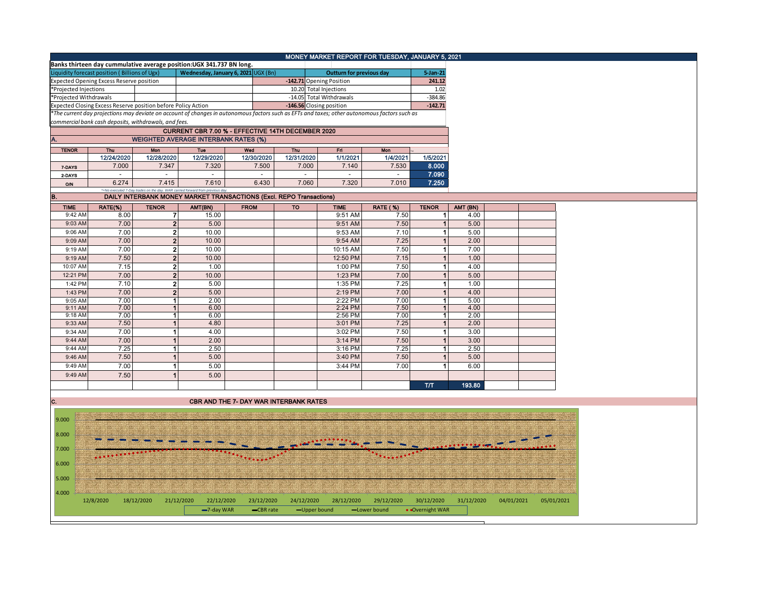# MONEY MARKET REPORT FOR TUESDAY, JANUARY 5, 2021

**Banks thirteen day cummulative average position:UGX 341.737 BN long.**

| Liquidity forecast position ( Billions of Ugx) | Wednesday, January 6, 2021 UGX (Bn) | Outturn for previous day | 5-Jan-21 |
|---|---|---|---|
| Expected Opening Excess Reserve position | -142.71 | Opening Position | 241.12 |
| *Projected Injections | 10.20 | Total Injections | 1.02 |
| *Projected Withdrawals | -14.05 | Total Withdrawals | -384.86 |
| Expected Closing Excess Reserve position before Policy Action | -146.56 | Closing position | -142.71 |

*The current day projections may deviate on account of changes in autonomous factors such as EFTs and taxes; other autonomous factors such as commercial bank cash deposits, withdrawals, and fees.*

## CURRENT CBR 7.00 % - EFFECTIVE 14TH DECEMBER 2020

## A. WEIGHTED AVERAGE INTERBANK RATES (%)

| TENOR | Thu 12/24/2020 | Mon 12/28/2020 | Tue 12/29/2020 | Wed 12/30/2020 | Thu 12/31/2020 | Fri 1/1/2021 | Mon 1/4/2021 | 1/5/2021 |
|---|---|---|---|---|---|---|---|---|
| 7-DAYS | 7.000 | 7.347 | 7.320 | 7.500 | 7.000 | 7.140 | 7.530 | 8.000 |
| 2-DAYS | - | - | - | - | - | - | - | 7.090 |
| O/N | 6.274 | 7.415 | 7.610 | 6.430 | 7.060 | 7.320 | 7.010 | 7.250 |

*=No executed 7-Day trades on the day. WAR carried forward from previous day.

## B. DAILY INTERBANK MONEY MARKET TRANSACTIONS (Excl. REPO Transactions)

| TIME | RATE(%) | TENOR | AMT(BN) | FROM | TO | TIME | RATE (%) | TENOR | AMT (BN) |
|---|---|---|---|---|---|---|---|---|---|
| 9:42 AM | 8.00 | 7 | 15.00 | | | 9:51 AM | 7.50 | 1 | 4.00 |
| 9:03 AM | 7.00 | 2 | 5.00 | | | 9:51 AM | 7.50 | 1 | 5.00 |
| 9:06 AM | 7.00 | 2 | 10.00 | | | 9:53 AM | 7.10 | 1 | 5.00 |
| 9:09 AM | 7.00 | 2 | 10.00 | | | 9:54 AM | 7.25 | 1 | 2.00 |
| 9:19 AM | 7.00 | 2 | 10.00 | | | 10:15 AM | 7.50 | 1 | 7.00 |
| 9:19 AM | 7.50 | 2 | 10.00 | | | 12:50 PM | 7.15 | 1 | 1.00 |
| 10:07 AM | 7.15 | 2 | 1.00 | | | 1:00 PM | 7.50 | 1 | 4.00 |
| 12:21 PM | 7.00 | 2 | 10.00 | | | 1:23 PM | 7.00 | 1 | 5.00 |
| 1:42 PM | 7.10 | 2 | 5.00 | | | 1:35 PM | 7.25 | 1 | 1.00 |
| 1:43 PM | 7.00 | 2 | 5.00 | | | 2:19 PM | 7.00 | 1 | 4.00 |
| 9:05 AM | 7.00 | 1 | 2.00 | | | 2:22 PM | 7.00 | 1 | 5.00 |
| 9:11 AM | 7.00 | 1 | 6.00 | | | 2:24 PM | 7.50 | 1 | 4.00 |
| 9:18 AM | 7.00 | 1 | 6.00 | | | 2:56 PM | 7.00 | 1 | 2.00 |
| 9:33 AM | 7.50 | 1 | 4.80 | | | 3:01 PM | 7.25 | 1 | 2.00 |
| 9:34 AM | 7.00 | 1 | 4.00 | | | 3:02 PM | 7.50 | 1 | 3.00 |
| 9:44 AM | 7.00 | 1 | 2.00 | | | 3:14 PM | 7.50 | 1 | 3.00 |
| 9:44 AM | 7.25 | 1 | 2.50 | | | 3:16 PM | 7.25 | 1 | 2.50 |
| 9:46 AM | 7.50 | 1 | 5.00 | | | 3:40 PM | 7.50 | 1 | 5.00 |
| 9:49 AM | 7.00 | 1 | 5.00 | | | 3:44 PM | 7.00 | 1 | 6.00 |
| 9:49 AM | 7.50 | 1 | 5.00 | | | | | | |
| | | | | | | | | T/T | 193.80 |

## C. CBR AND THE 7- DAY WAR INTERBANK RATES

Legend: 7-day WAR, CBR rate, Upper bound, Lower bound, Overnight WAR

X-axis: 12/8/2020, 18/12/2020, 21/12/2020, 22/12/2020, 23/12/2020, 24/12/2020, 28/12/2020, 29/12/2020, 30/12/2020, 31/12/2020, 04/01/2021, 05/01/2021

Y-axis: 4.000, 5.000, 6.000, 7.000, 8.000, 9.000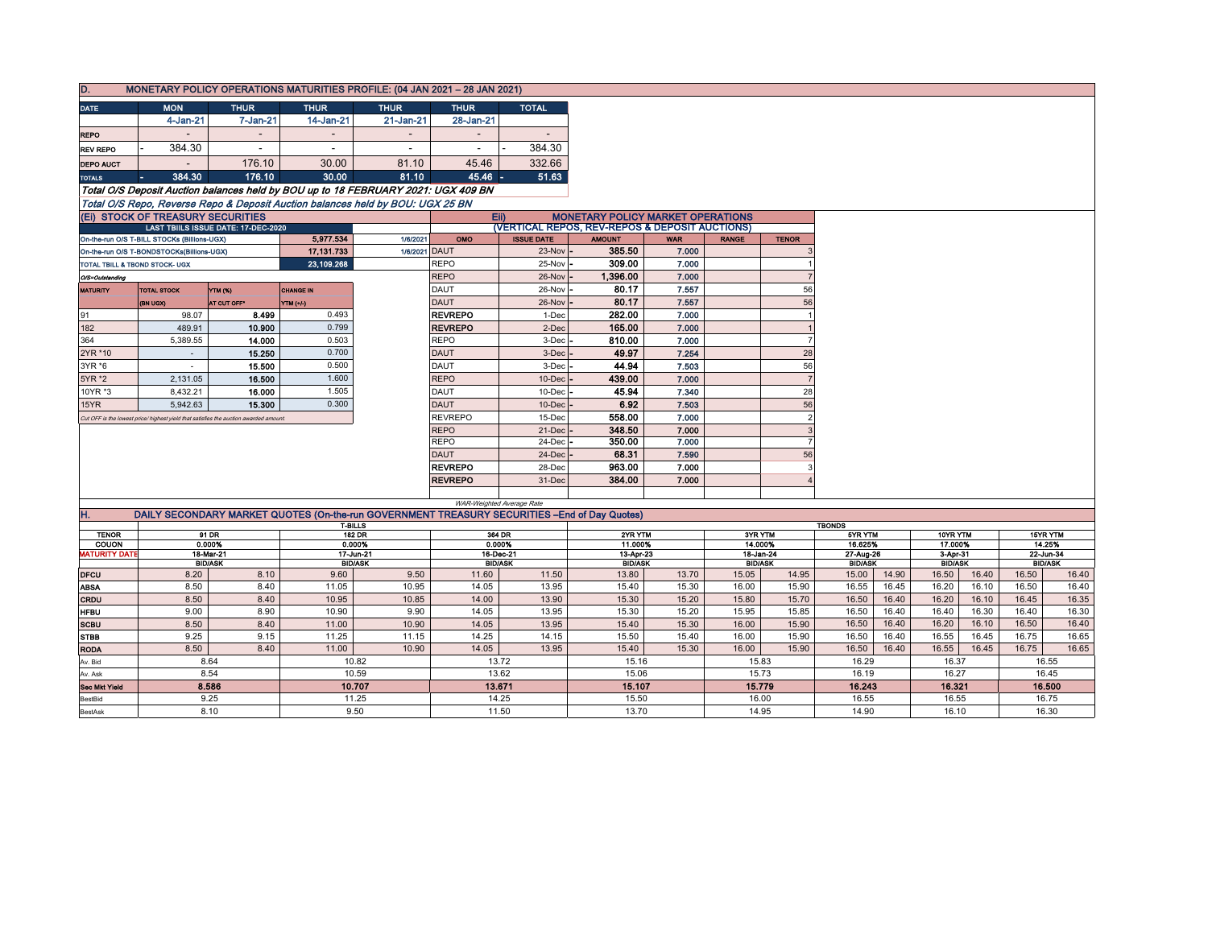## D. MONETARY POLICY OPERATIONS MATURITIES PROFILE: (04 JAN 2021 – 28 JAN 2021)

| DATE | MON | THUR | THUR | THUR | THUR | TOTAL |
|---|---|---|---|---|---|---|
| | 4-Jan-21 | 7-Jan-21 | 14-Jan-21 | 21-Jan-21 | 28-Jan-21 | |
| REPO | - | - | - | - | - | - |
| REV REPO | 384.30 | - | - | - | - | 384.30 |
| DEPO AUCT | - | 176.10 | 30.00 | 81.10 | 45.46 | 332.66 |
| TOTALS | 384.30 | 176.10 | 30.00 | 81.10 | 45.46 | 51.63 |

*Total O/S Deposit Auction balances held by BOU up to 18 FEBRUARY 2021: UGX 409 BN*

*Total O/S Repo, Reverse Repo & Deposit Auction balances held by BOU: UGX 25 BN*

## (Ei) STOCK OF TREASURY SECURITIES

| LAST TBIILS ISSUE DATE: 17-DEC-2020 | | | |
|---|---|---|---|
| On-the-run O/S T-BILL STOCKs (Billions-UGX) | | 5,977.534 | 1/6/2021 |
| On-the-run O/S T-BONDSTOCKs(Billions-UGX) | | 17,131.733 | 1/6/2021 |
| TOTAL TBILL & TBOND STOCK- UGX | | 23,109.268 | |

*O/S=Outstanding*

| MATURITY | TOTAL STOCK (BN UGX) | YTM (%) AT CUT OFF* | CHANGE IN YTM (+/-) |
|---|---|---|---|
| 91 | 98.07 | 8.499 | 0.493 |
| 182 | 489.91 | 10.900 | 0.799 |
| 364 | 5,389.55 | 14.000 | 0.503 |
| 2YR *10 | - | 15.250 | 0.700 |
| 3YR *6 | - | 15.500 | 0.500 |
| 5YR *2 | 2,131.05 | 16.500 | 1.600 |
| 10YR *3 | 8,432.21 | 16.000 | 1.505 |
| 15YR | 5,942.63 | 15.300 | 0.300 |

*Cut OFF is the lowest price/ highest yield that satisfies the auction awarded amount.*

## Eii) MONETARY POLICY MARKET OPERATIONS

### (VERTICAL REPOS, REV-REPOS & DEPOSIT AUCTIONS)

| OMO | ISSUE DATE | AMOUNT | WAR | RANGE | TENOR |
|---|---|---|---|---|---|
| DAUT | 23-Nov | 385.50 | 7.000 | | 3 |
| REPO | 25-Nov | 309.00 | 7.000 | | 1 |
| REPO | 26-Nov | 1,396.00 | 7.000 | | 7 |
| DAUT | 26-Nov | 80.17 | 7.557 | | 56 |
| DAUT | 26-Nov | 80.17 | 7.557 | | 56 |
| REVREPO | 1-Dec | 282.00 | 7.000 | | 1 |
| REVREPO | 2-Dec | 165.00 | 7.000 | | 1 |
| REPO | 3-Dec | 810.00 | 7.000 | | 7 |
| DAUT | 3-Dec | 49.97 | 7.254 | | 28 |
| DAUT | 3-Dec | 44.94 | 7.503 | | 56 |
| REPO | 10-Dec | 439.00 | 7.000 | | 7 |
| DAUT | 10-Dec | 45.94 | 7.340 | | 28 |
| DAUT | 10-Dec | 6.92 | 7.503 | | 56 |
| REVREPO | 15-Dec | 558.00 | 7.000 | | 2 |
| REPO | 21-Dec | 348.50 | 7.000 | | 3 |
| REPO | 24-Dec | 350.00 | 7.000 | | 7 |
| DAUT | 24-Dec | 68.31 | 7.590 | | 56 |
| REVREPO | 28-Dec | 963.00 | 7.000 | | 3 |
| REVREPO | 31-Dec | 384.00 | 7.000 | | 4 |

*WAR-Weighted Average Rate*

## H. DAILY SECONDARY MARKET QUOTES (On-the-run GOVERNMENT TREASURY SECURITIES –End of Day Quotes)

| | T-BILLS | | | | | | TBONDS | | | | | | | | | |
|---|---|---|---|---|---|---|---|---|---|---|---|---|---|---|---|---|
| TENOR | 91 DR | | 182 DR | | 364 DR | | 2YR YTM | | 3YR YTM | | 5YR YTM | | 10YR YTM | | 15YR YTM | |
| COUON | 0.000% | | 0.000% | | 0.000% | | 11.000% | | 14.000% | | 16.625% | | 17.000% | | 14.25% | |
| MATURITY DATE | 18-Mar-21 | | 17-Jun-21 | | 16-Dec-21 | | 13-Apr-23 | | 18-Jan-24 | | 27-Aug-26 | | 3-Apr-31 | | 22-Jun-34 | |
| | BID/ASK | | BID/ASK | | BID/ASK | | BID/ASK | | BID/ASK | | BID/ASK | | BID/ASK | | BID/ASK | |
| DFCU | 8.20 | 8.10 | 9.60 | 9.50 | 11.60 | 11.50 | 13.80 | 13.70 | 15.05 | 14.95 | 15.00 | 14.90 | 16.50 | 16.40 | 16.50 | 16.40 |
| ABSA | 8.50 | 8.40 | 11.05 | 10.95 | 14.05 | 13.95 | 15.40 | 15.30 | 16.00 | 15.90 | 16.55 | 16.45 | 16.20 | 16.10 | 16.50 | 16.40 |
| CRDU | 8.50 | 8.40 | 10.95 | 10.85 | 14.00 | 13.90 | 15.30 | 15.20 | 15.80 | 15.70 | 16.50 | 16.40 | 16.20 | 16.10 | 16.45 | 16.35 |
| HFBU | 9.00 | 8.90 | 10.90 | 9.90 | 14.05 | 13.95 | 15.30 | 15.20 | 15.95 | 15.85 | 16.50 | 16.40 | 16.40 | 16.30 | 16.40 | 16.30 |
| SCBU | 8.50 | 8.40 | 11.00 | 10.90 | 14.05 | 13.95 | 15.40 | 15.30 | 16.00 | 15.90 | 16.50 | 16.40 | 16.20 | 16.10 | 16.50 | 16.40 |
| STBB | 9.25 | 9.15 | 11.25 | 11.15 | 14.25 | 14.15 | 15.50 | 15.40 | 16.00 | 15.90 | 16.50 | 16.40 | 16.55 | 16.45 | 16.75 | 16.65 |
| RODA | 8.50 | 8.40 | 11.00 | 10.90 | 14.05 | 13.95 | 15.40 | 15.30 | 16.00 | 15.90 | 16.50 | 16.40 | 16.55 | 16.45 | 16.75 | 16.65 |
| Av. Bid | 8.64 | | 10.82 | | 13.72 | | 15.16 | | 15.83 | | 16.29 | | 16.37 | | 16.55 | |
| Av. Ask | 8.54 | | 10.59 | | 13.62 | | 15.06 | | 15.73 | | 16.19 | | 16.27 | | 16.45 | |
| Sec Mkt Yield | 8.586 | | 10.707 | | 13.671 | | 15.107 | | 15.779 | | 16.243 | | 16.321 | | 16.500 | |
| BestBid | 9.25 | | 11.25 | | 14.25 | | 15.50 | | 16.00 | | 16.55 | | 16.55 | | 16.75 | |
| BestAsk | 8.10 | | 9.50 | | 11.50 | | 13.70 | | 14.95 | | 14.90 | | 16.10 | | 16.30 | |